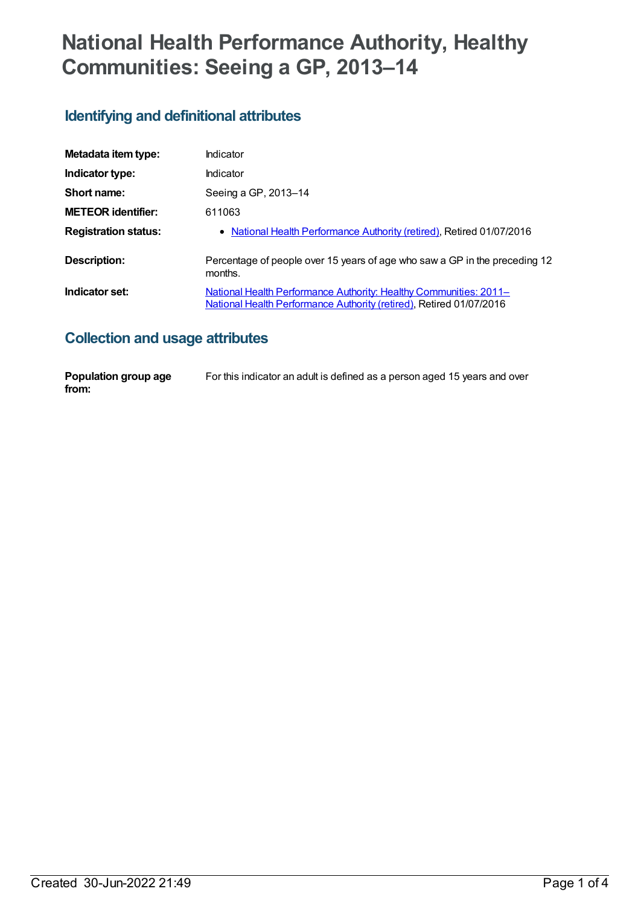# National Health Performance Authority, Healthy Communities: Seeing a GP, 2013–14

## Identifying and definitional attributes

| | |
|---|---|
| **Metadata item type:** | Indicator |
| **Indicator type:** | Indicator |
| **Short name:** | Seeing a GP, 2013–14 |
| **METEOR identifier:** | 611063 |
| **Registration status:** | • National Health Performance Authority (retired), Retired 01/07/2016 |
| **Description:** | Percentage of people over 15 years of age who saw a GP in the preceding 12 months. |
| **Indicator set:** | National Health Performance Authority: Healthy Communities: 2011– National Health Performance Authority (retired), Retired 01/07/2016 |

## Collection and usage attributes

| | |
|---|---|
| **Population group age from:** | For this indicator an adult is defined as a person aged 15 years and over |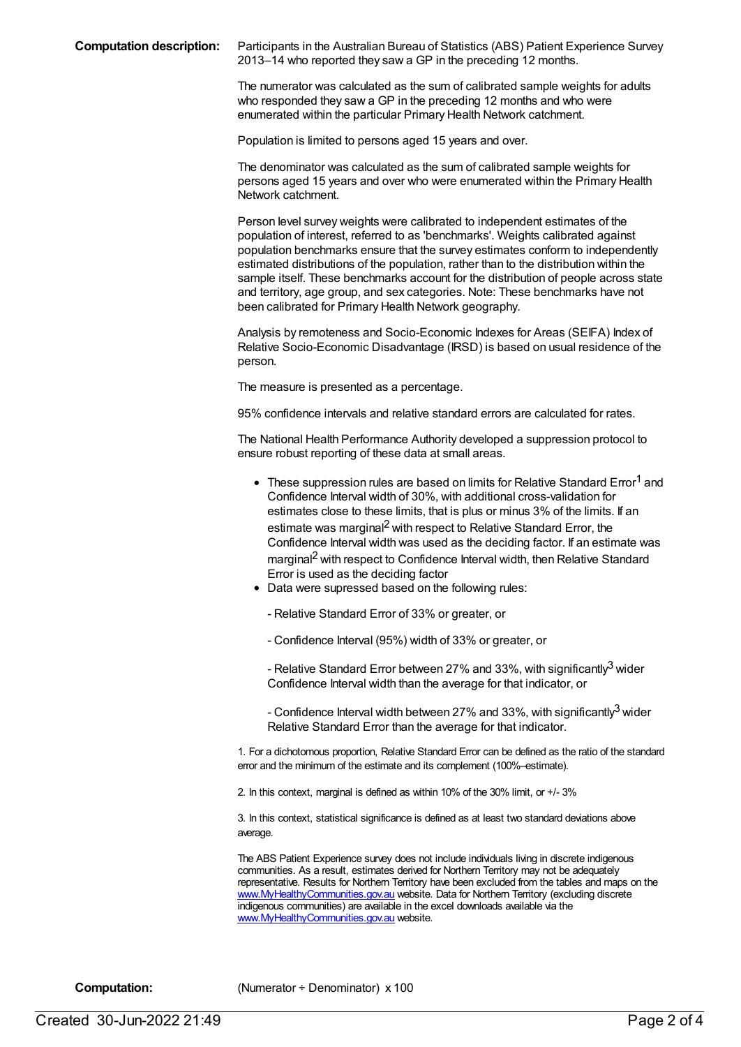**Computation description:** Participants in the Australian Bureau of Statistics (ABS) Patient Experience Survey 2013–14 who reported they saw a GP in the preceding 12 months.

The numerator was calculated as the sum of calibrated sample weights for adults who responded they saw a GP in the preceding 12 months and who were enumerated within the particular Primary Health Network catchment.

Population is limited to persons aged 15 years and over.

The denominator was calculated as the sum of calibrated sample weights for persons aged 15 years and over who were enumerated within the Primary Health Network catchment.

Person level survey weights were calibrated to independent estimates of the population of interest, referred to as 'benchmarks'. Weights calibrated against population benchmarks ensure that the survey estimates conform to independently estimated distributions of the population, rather than to the distribution within the sample itself. These benchmarks account for the distribution of people across state and territory, age group, and sex categories. Note: These benchmarks have not been calibrated for Primary Health Network geography.

Analysis by remoteness and Socio-Economic Indexes for Areas (SEIFA) Index of Relative Socio-Economic Disadvantage (IRSD) is based on usual residence of the person.

The measure is presented as a percentage.

95% confidence intervals and relative standard errors are calculated for rates.

The National Health Performance Authority developed a suppression protocol to ensure robust reporting of these data at small areas.

- These suppression rules are based on limits for Relative Standard Error[1] and Confidence Interval width of 30%, with additional cross-validation for estimates close to these limits, that is plus or minus 3% of the limits. If an estimate was marginal[2] with respect to Relative Standard Error, the Confidence Interval width was used as the deciding factor. If an estimate was marginal[2] with respect to Confidence Interval width, then Relative Standard Error is used as the deciding factor
- Data were supressed based on the following rules:

  - Relative Standard Error of 33% or greater, or

  - Confidence Interval (95%) width of 33% or greater, or

  - Relative Standard Error between 27% and 33%, with significantly[3] wider Confidence Interval width than the average for that indicator, or

  - Confidence Interval width between 27% and 33%, with significantly[3] wider Relative Standard Error than the average for that indicator.

1. For a dichotomous proportion, Relative Standard Error can be defined as the ratio of the standard error and the minimum of the estimate and its complement (100%–estimate).

2. In this context, marginal is defined as within 10% of the 30% limit, or +/- 3%

3. In this context, statistical significance is defined as at least two standard deviations above average.

The ABS Patient Experience survey does not include individuals living in discrete indigenous communities. As a result, estimates derived for Northern Territory may not be adequately representative. Results for Northern Territory have been excluded from the tables and maps on the www.MyHealthyCommunities.gov.au website. Data for Northern Territory (excluding discrete indigenous communities) are available in the excel downloads available via the www.MyHealthyCommunities.gov.au website.

**Computation:** (Numerator ÷ Denominator) x 100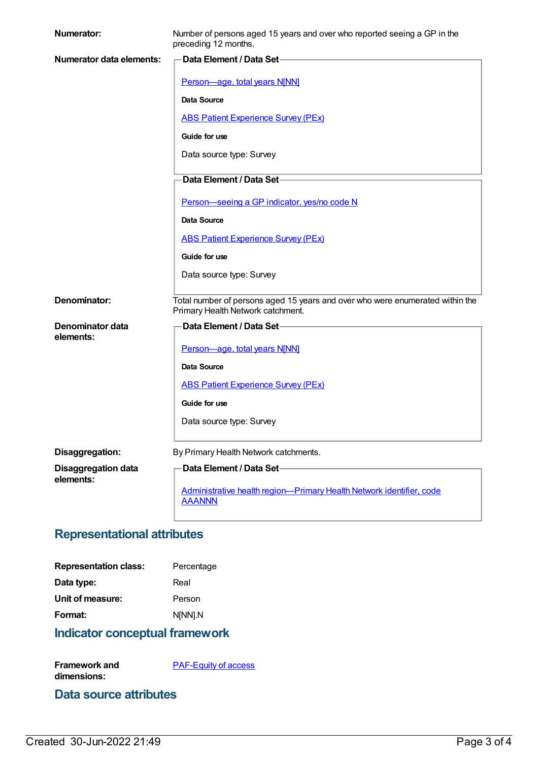**Numerator:** Number of persons aged 15 years and over who reported seeing a GP in the preceding 12 months.

**Numerator data elements:**

**Data Element / Data Set**

Person—age, total years N[NN]

**Data Source**

ABS Patient Experience Survey (PEx)

**Guide for use**

Data source type: Survey

**Data Element / Data Set**

Person—seeing a GP indicator, yes/no code N

**Data Source**

ABS Patient Experience Survey (PEx)

**Guide for use**

Data source type: Survey

**Denominator:** Total number of persons aged 15 years and over who were enumerated within the Primary Health Network catchment.

**Denominator data elements:**

**Data Element / Data Set**

Person—age, total years N[NN]

**Data Source**

ABS Patient Experience Survey (PEx)

**Guide for use**

Data source type: Survey

**Disaggregation:** By Primary Health Network catchments.

**Disaggregation data elements:**

**Data Element / Data Set**

Administrative health region—Primary Health Network identifier, code AAANNN

## Representational attributes

**Representation class:** Percentage

**Data type:** Real

**Unit of measure:** Person

**Format:** N[NN].N

## Indicator conceptual framework

**Framework and dimensions:** PAF-Equity of access

## Data source attributes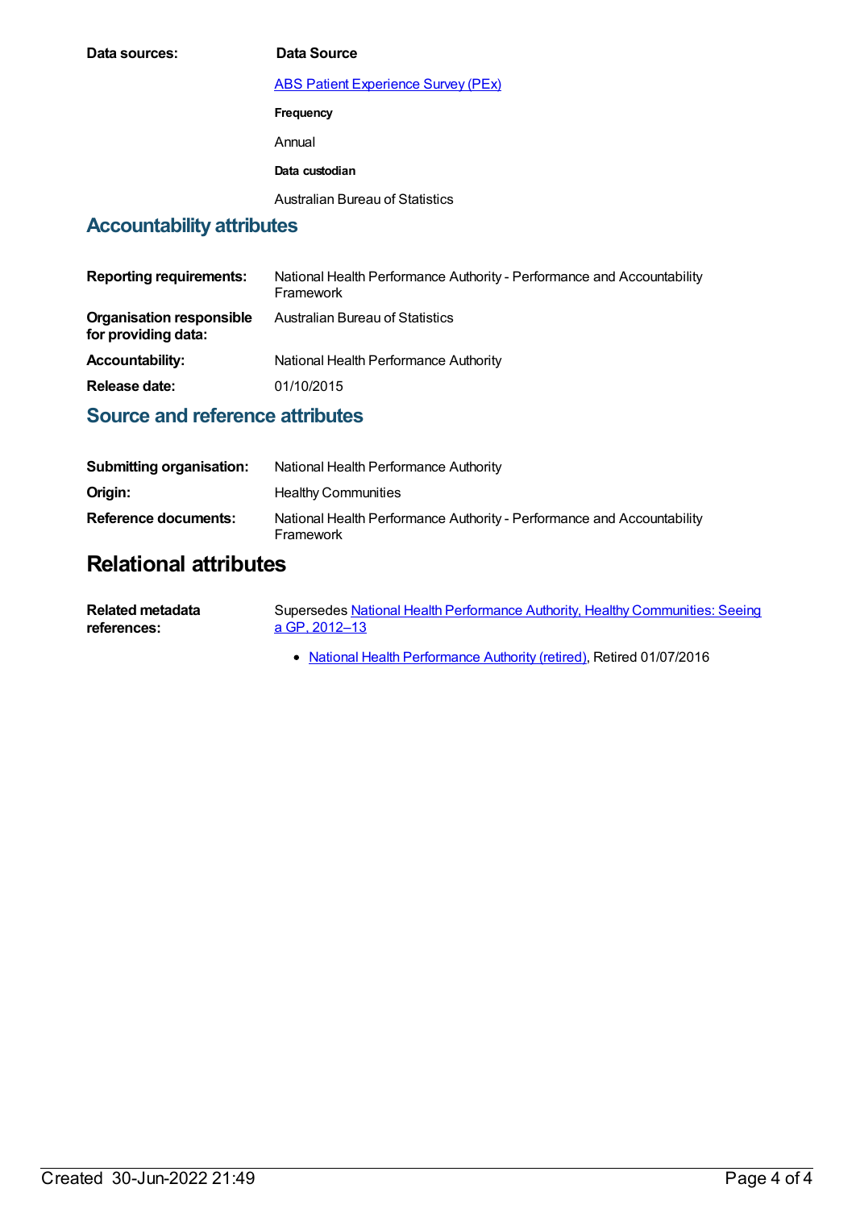**Data sources:**

**Data Source**

ABS Patient Experience Survey (PEx)

**Frequency**

Annual

**Data custodian**

Australian Bureau of Statistics

## Accountability attributes

**Reporting requirements:** National Health Performance Authority - Performance and Accountability Framework

**Organisation responsible for providing data:** Australian Bureau of Statistics

**Accountability:** National Health Performance Authority

**Release date:** 01/10/2015

## Source and reference attributes

**Submitting organisation:** National Health Performance Authority

**Origin:** Healthy Communities

**Reference documents:** National Health Performance Authority - Performance and Accountability Framework

# Relational attributes

**Related metadata references:**

Supersedes National Health Performance Authority, Healthy Communities: Seeing a GP, 2012–13

- National Health Performance Authority (retired), Retired 01/07/2016